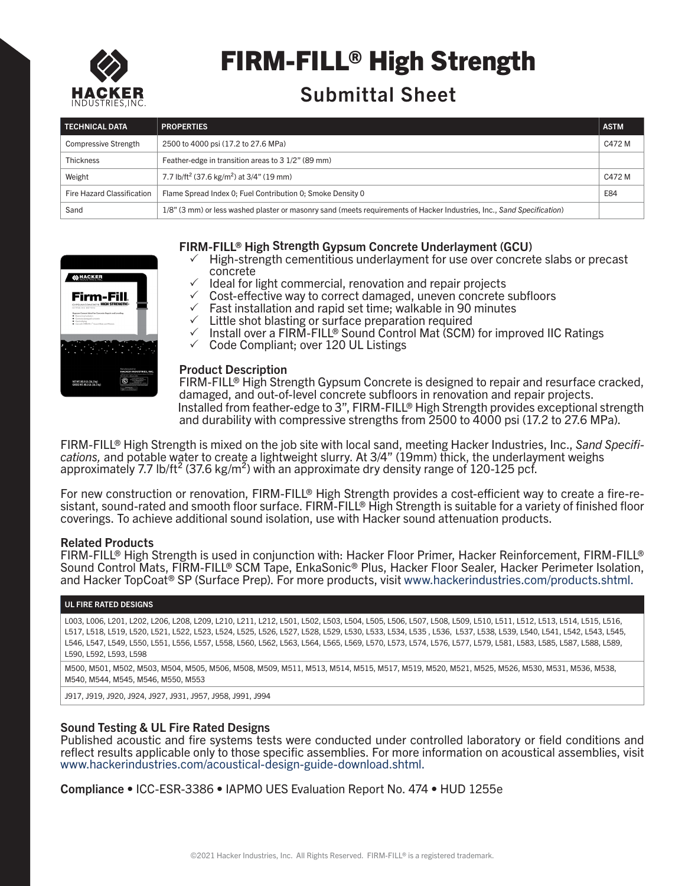# FIRM-FILL® High Strength

## Submittal Sheet

| TECHNICAL DATA | PROPERTIES | ASTM |
|---|---|---|
| Compressive Strength | 2500 to 4000 psi (17.2 to 27.6 MPa) | C472 M |
| Thickness | Feather-edge in transition areas to 3 1/2" (89 mm) | |
| Weight | 7.7 lb/ft$^2$ (37.6 kg/m$^2$) at 3/4" (19 mm) | C472 M |
| Fire Hazard Classification | Flame Spread Index 0; Fuel Contribution 0; Smoke Density 0 | E84 |
| Sand | 1/8" (3 mm) or less washed plaster or masonry sand (meets requirements of Hacker Industries, Inc., *Sand Specification*) | |

### FIRM-FILL® High Strength Gypsum Concrete Underlayment (GCU)

- ✓ High-strength cementitious underlayment for use over concrete slabs or precast concrete
- ✓ Ideal for light commercial, renovation and repair projects
- ✓ Cost-effective way to correct damaged, uneven concrete subfloors
- ✓ Fast installation and rapid set time; walkable in 90 minutes
- ✓ Little shot blasting or surface preparation required
- ✓ Install over a FIRM-FILL® Sound Control Mat (SCM) for improved IIC Ratings
- ✓ Code Compliant; over 120 UL Listings

### Product Description

FIRM-FILL® High Strength Gypsum Concrete is designed to repair and resurface cracked, damaged, and out-of-level concrete subfloors in renovation and repair projects. Installed from feather-edge to 3", FIRM-FILL® High Strength provides exceptional strength and durability with compressive strengths from 2500 to 4000 psi (17.2 to 27.6 MPa).

FIRM-FILL® High Strength is mixed on the job site with local sand, meeting Hacker Industries, Inc., *Sand Specifications,* and potable water to create a lightweight slurry. At 3/4" (19mm) thick, the underlayment weighs approximately 7.7 lb/ft$^2$ (37.6 kg/m$^2$) with an approximate dry density range of 120-125 pcf.

For new construction or renovation, FIRM-FILL® High Strength provides a cost-efficient way to create a fire-resistant, sound-rated and smooth floor surface. FIRM-FILL® High Strength is suitable for a variety of finished floor coverings. To achieve additional sound isolation, use with Hacker sound attenuation products.

### Related Products

FIRM-FILL® High Strength is used in conjunction with: Hacker Floor Primer, Hacker Reinforcement, FIRM-FILL® Sound Control Mats, FIRM-FILL® SCM Tape, EnkaSonic® Plus, Hacker Floor Sealer, Hacker Perimeter Isolation, and Hacker TopCoat® SP (Surface Prep). For more products, visit www.hackerindustries.com/products.shtml.

| UL FIRE RATED DESIGNS |
|---|
| L003, L006, L201, L202, L206, L208, L209, L210, L211, L212, L501, L502, L503, L504, L505, L506, L507, L508, L509, L510, L511, L512, L513, L514, L515, L516, L517, L518, L519, L520, L521, L522, L523, L524, L525, L526, L527, L528, L529, L530, L533, L534, L535 , L536, L537, L538, L539, L540, L541, L542, L543, L545, L546, L547, L549, L550, L551, L556, L557, L558, L560, L562, L563, L564, L565, L569, L570, L573, L574, L576, L577, L579, L581, L583, L585, L587, L588, L589, L590, L592, L593, L598 |
| M500, M501, M502, M503, M504, M505, M506, M508, M509, M511, M513, M514, M515, M517, M519, M520, M521, M525, M526, M530, M531, M536, M538, M540, M544, M545, M546, M550, M553 |
| J917, J919, J920, J924, J927, J931, J957, J958, J991, J994 |

### Sound Testing & UL Fire Rated Designs

Published acoustic and fire systems tests were conducted under controlled laboratory or field conditions and reflect results applicable only to those specific assemblies. For more information on acoustical assemblies, visit www.hackerindustries.com/acoustical-design-guide-download.shtml.

**Compliance** • ICC-ESR-3386 • IAPMO UES Evaluation Report No. 474 • HUD 1255e

©2021 Hacker Industries, Inc. All Rights Reserved. FIRM-FILL® is a registered trademark.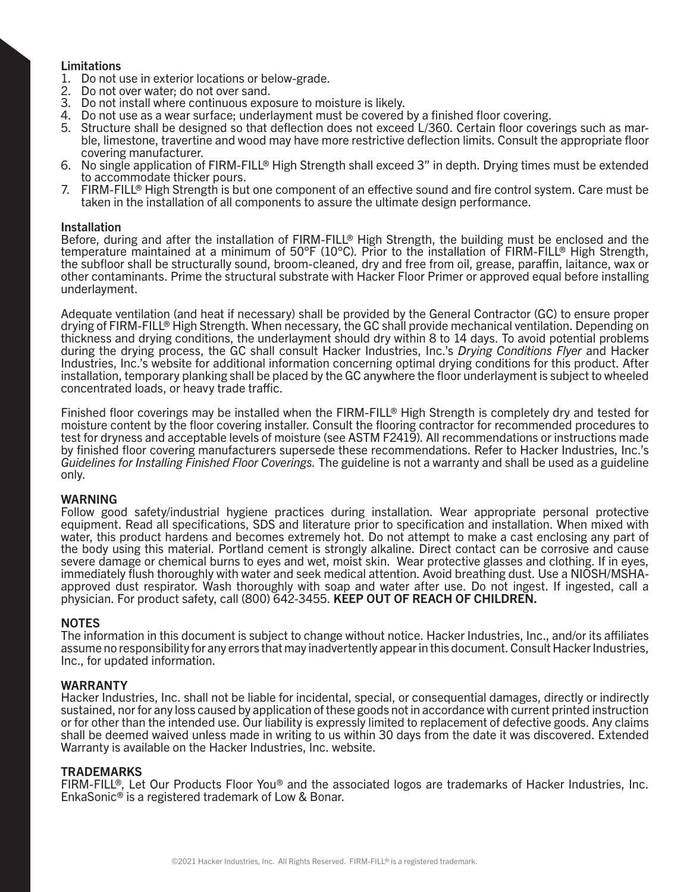### Limitations

1. Do not use in exterior locations or below-grade.
2. Do not over water; do not over sand.
3. Do not install where continuous exposure to moisture is likely.
4. Do not use as a wear surface; underlayment must be covered by a finished floor covering.
5. Structure shall be designed so that deflection does not exceed L/360. Certain floor coverings such as marble, limestone, travertine and wood may have more restrictive deflection limits. Consult the appropriate floor covering manufacturer.
6. No single application of FIRM-FILL® High Strength shall exceed 3" in depth. Drying times must be extended to accommodate thicker pours.
7. FIRM-FILL® High Strength is but one component of an effective sound and fire control system. Care must be taken in the installation of all components to assure the ultimate design performance.

### Installation

Before, during and after the installation of FIRM-FILL® High Strength, the building must be enclosed and the temperature maintained at a minimum of 50°F (10°C). Prior to the installation of FIRM-FILL® High Strength, the subfloor shall be structurally sound, broom-cleaned, dry and free from oil, grease, paraffin, laitance, wax or other contaminants. Prime the structural substrate with Hacker Floor Primer or approved equal before installing underlayment.

Adequate ventilation (and heat if necessary) shall be provided by the General Contractor (GC) to ensure proper drying of FIRM-FILL® High Strength. When necessary, the GC shall provide mechanical ventilation. Depending on thickness and drying conditions, the underlayment should dry within 8 to 14 days. To avoid potential problems during the drying process, the GC shall consult Hacker Industries, Inc.'s *Drying Conditions Flyer* and Hacker Industries, Inc.'s website for additional information concerning optimal drying conditions for this product. After installation, temporary planking shall be placed by the GC anywhere the floor underlayment is subject to wheeled concentrated loads, or heavy trade traffic.

Finished floor coverings may be installed when the FIRM-FILL® High Strength is completely dry and tested for moisture content by the floor covering installer. Consult the flooring contractor for recommended procedures to test for dryness and acceptable levels of moisture (see ASTM F2419). All recommendations or instructions made by finished floor covering manufacturers supersede these recommendations. Refer to Hacker Industries, Inc.'s *Guidelines for Installing Finished Floor Coverings.* The guideline is not a warranty and shall be used as a guideline only.

### WARNING

Follow good safety/industrial hygiene practices during installation. Wear appropriate personal protective equipment. Read all specifications, SDS and literature prior to specification and installation. When mixed with water, this product hardens and becomes extremely hot. Do not attempt to make a cast enclosing any part of the body using this material. Portland cement is strongly alkaline. Direct contact can be corrosive and cause severe damage or chemical burns to eyes and wet, moist skin. Wear protective glasses and clothing. If in eyes, immediately flush thoroughly with water and seek medical attention. Avoid breathing dust. Use a NIOSH/MSHA-approved dust respirator. Wash thoroughly with soap and water after use. Do not ingest. If ingested, call a physician. For product safety, call (800) 642-3455. **KEEP OUT OF REACH OF CHILDREN.**

### NOTES

The information in this document is subject to change without notice. Hacker Industries, Inc., and/or its affiliates assume no responsibility for any errors that may inadvertently appear in this document. Consult Hacker Industries, Inc., for updated information.

### WARRANTY

Hacker Industries, Inc. shall not be liable for incidental, special, or consequential damages, directly or indirectly sustained, nor for any loss caused by application of these goods not in accordance with current printed instruction or for other than the intended use. Our liability is expressly limited to replacement of defective goods. Any claims shall be deemed waived unless made in writing to us within 30 days from the date it was discovered. Extended Warranty is available on the Hacker Industries, Inc. website.

### TRADEMARKS

FIRM-FILL®, Let Our Products Floor You® and the associated logos are trademarks of Hacker Industries, Inc. EnkaSonic® is a registered trademark of Low & Bonar.

©2021 Hacker Industries, Inc. All Rights Reserved. FIRM-FILL® is a registered trademark.